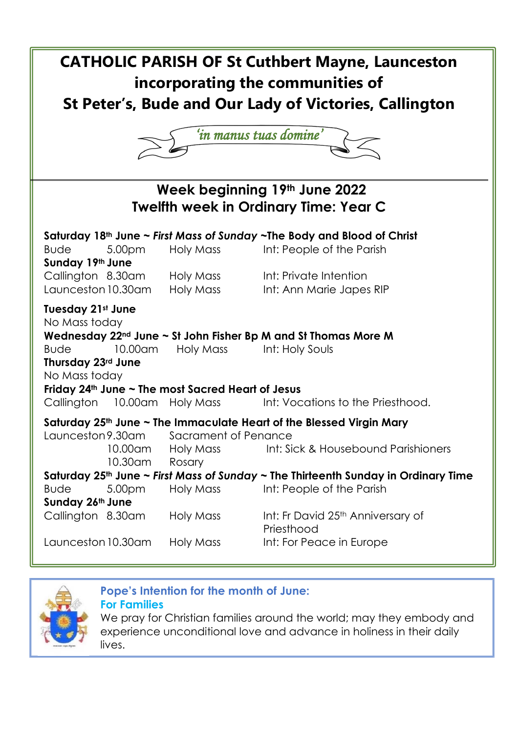# CATHOLIC PARISH OF St Cuthbert Mayne, Launceston incorporating the communities of St Peter's, Bude and Our Lady of Victories, Callington

*'in manus tuas domine'*

## Week beginning 19th June 2022
## Twelfth week in Ordinary Time: Year C

**Saturday 18th June ~ *First Mass of Sunday* ~The Body and Blood of Christ**

| | | | |
|---|---|---|---|
| Bude | 5.00pm | Holy Mass | Int: People of the Parish |

**Sunday 19th June**

| | | | |
|---|---|---|---|
| Callington | 8.30am | Holy Mass | Int: Private Intention |
| Launceston | 10.30am | Holy Mass | Int: Ann Marie Japes RIP |

**Tuesday 21st June**

No Mass today

**Wednesday 22nd June ~ St John Fisher Bp M and St Thomas More M**

| | | | |
|---|---|---|---|
| Bude | 10.00am | Holy Mass | Int: Holy Souls |

**Thursday 23rd June**

No Mass today

**Friday 24th June ~ The most Sacred Heart of Jesus**

| | | | |
|---|---|---|---|
| Callington | 10.00am | Holy Mass | Int: Vocations to the Priesthood. |

**Saturday 25th June ~ The Immaculate Heart of the Blessed Virgin Mary**

| | | | |
|---|---|---|---|
| Launceston | 9.30am | Sacrament of Penance | |
| | 10.00am | Holy Mass | Int: Sick & Housebound Parishioners |
| | 10.30am | Rosary | |

**Saturday 25th June ~ *First Mass of Sunday* ~ The Thirteenth Sunday in Ordinary Time**

| | | | |
|---|---|---|---|
| Bude | 5.00pm | Holy Mass | Int: People of the Parish |

**Sunday 26th June**

| | | | |
|---|---|---|---|
| Callington | 8.30am | Holy Mass | Int: Fr David 25th Anniversary of Priesthood |
| Launceston | 10.30am | Holy Mass | Int: For Peace in Europe |

**Pope's Intention for the month of June:**
**For Families**

We pray for Christian families around the world; may they embody and experience unconditional love and advance in holiness in their daily lives.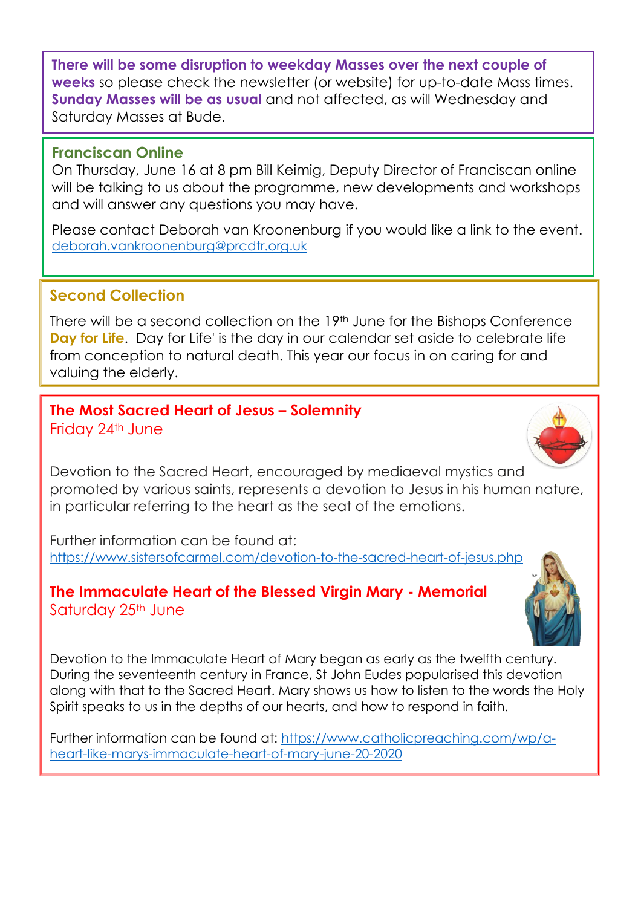**There will be some disruption to weekday Masses over the next couple of weeks** so please check the newsletter (or website) for up-to-date Mass times. **Sunday Masses will be as usual** and not affected, as will Wednesday and Saturday Masses at Bude.

## Franciscan Online

On Thursday, June 16 at 8 pm Bill Keimig, Deputy Director of Franciscan online will be talking to us about the programme, new developments and workshops and will answer any questions you may have.

Please contact Deborah van Kroonenburg if you would like a link to the event. deborah.vankroonenburg@prcdtr.org.uk

## Second Collection

There will be a second collection on the 19th June for the Bishops Conference **Day for Life**. Day for Life' is the day in our calendar set aside to celebrate life from conception to natural death. This year our focus in on caring for and valuing the elderly.

## The Most Sacred Heart of Jesus – Solemnity

Friday 24th June

Devotion to the Sacred Heart, encouraged by mediaeval mystics and promoted by various saints, represents a devotion to Jesus in his human nature, in particular referring to the heart as the seat of the emotions.

Further information can be found at:
https://www.sistersofcarmel.com/devotion-to-the-sacred-heart-of-jesus.php

## The Immaculate Heart of the Blessed Virgin Mary - Memorial

Saturday 25th June

Devotion to the Immaculate Heart of Mary began as early as the twelfth century. During the seventeenth century in France, St John Eudes popularised this devotion along with that to the Sacred Heart. Mary shows us how to listen to the words the Holy Spirit speaks to us in the depths of our hearts, and how to respond in faith.

Further information can be found at: https://www.catholicpreaching.com/wp/a-heart-like-marys-immaculate-heart-of-mary-june-20-2020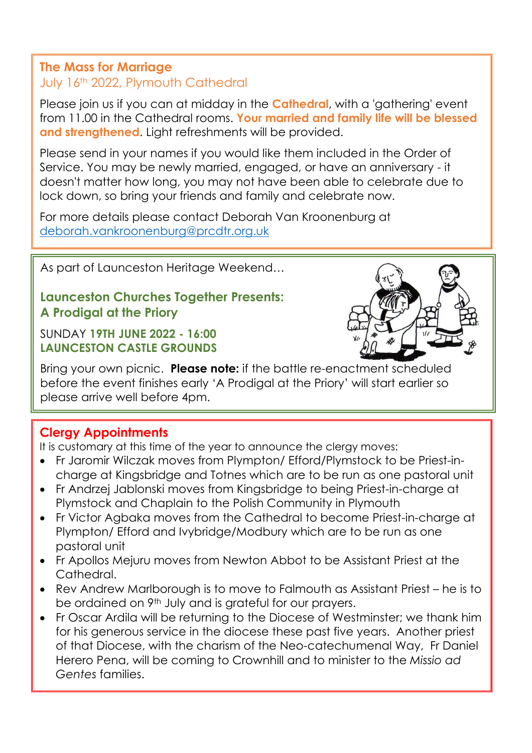## The Mass for Marriage

July 16th 2022, Plymouth Cathedral

Please join us if you can at midday in the **Cathedral**, with a 'gathering' event from 11.00 in the Cathedral rooms. **Your married and family life will be blessed and strengthened**. Light refreshments will be provided.

Please send in your names if you would like them included in the Order of Service. You may be newly married, engaged, or have an anniversary - it doesn't matter how long, you may not have been able to celebrate due to lock down, so bring your friends and family and celebrate now.

For more details please contact Deborah Van Kroonenburg at deborah.vankroonenburg@prcdtr.org.uk

---

As part of Launceston Heritage Weekend…

## Launceston Churches Together Presents: A Prodigal at the Priory

SUNDAY **19TH JUNE 2022 - 16:00**
**LAUNCESTON CASTLE GROUNDS**

Bring your own picnic. **Please note:** if the battle re-enactment scheduled before the event finishes early 'A Prodigal at the Priory' will start earlier so please arrive well before 4pm.

---

## Clergy Appointments

It is customary at this time of the year to announce the clergy moves:

- Fr Jaromir Wilczak moves from Plympton/ Efford/Plymstock to be Priest-in-charge at Kingsbridge and Totnes which are to be run as one pastoral unit
- Fr Andrzej Jablonski moves from Kingsbridge to being Priest-in-charge at Plymstock and Chaplain to the Polish Community in Plymouth
- Fr Victor Agbaka moves from the Cathedral to become Priest-in-charge at Plympton/ Efford and Ivybridge/Modbury which are to be run as one pastoral unit
- Fr Apollos Mejuru moves from Newton Abbot to be Assistant Priest at the Cathedral.
- Rev Andrew Marlborough is to move to Falmouth as Assistant Priest – he is to be ordained on 9th July and is grateful for our prayers.
- Fr Oscar Ardila will be returning to the Diocese of Westminster; we thank him for his generous service in the diocese these past five years. Another priest of that Diocese, with the charism of the Neo-catechumenal Way, Fr Daniel Herero Pena, will be coming to Crownhill and to minister to the *Missio ad Gentes* families.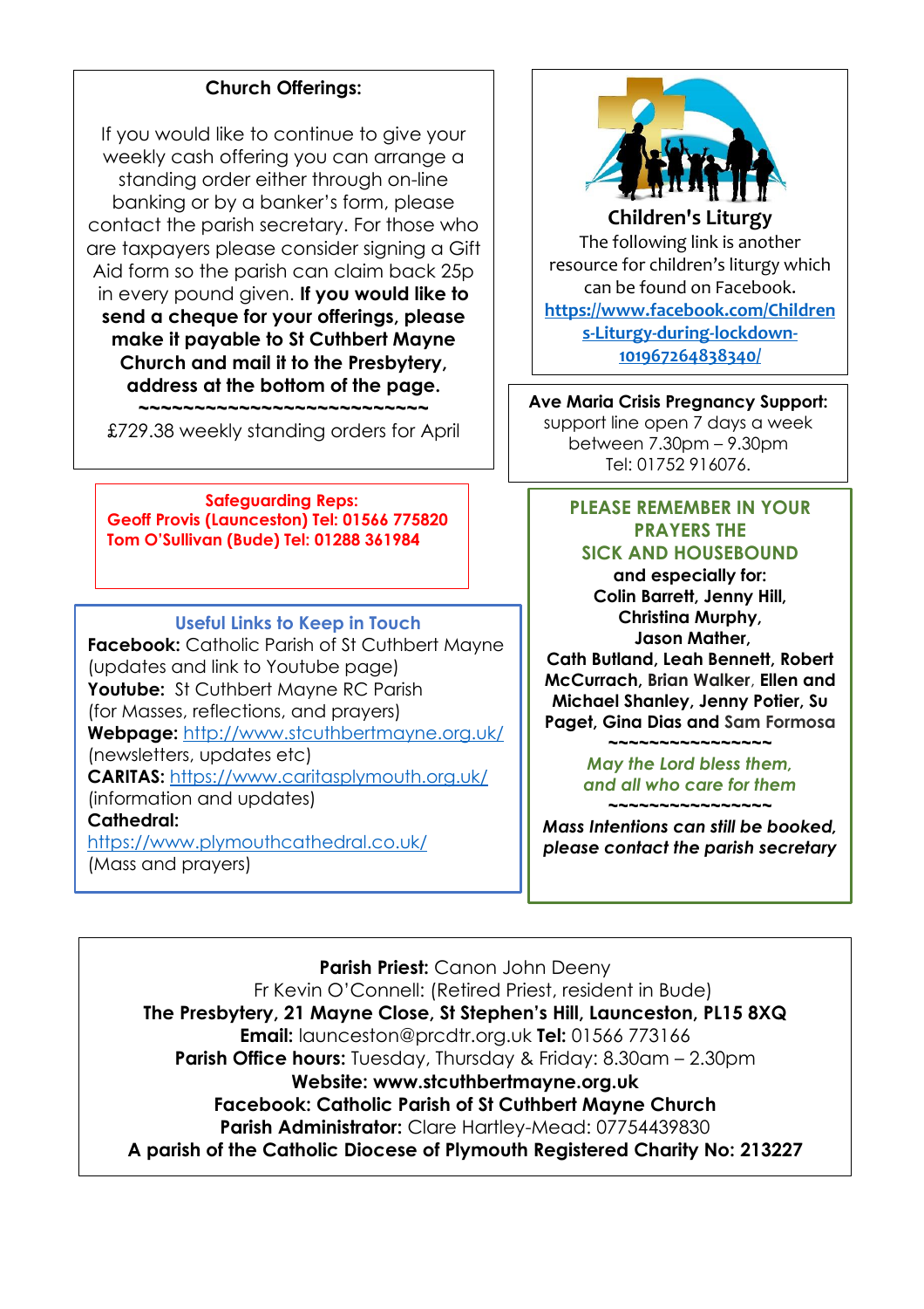## Church Offerings:

If you would like to continue to give your weekly cash offering you can arrange a standing order either through on-line banking or by a banker's form, please contact the parish secretary. For those who are taxpayers please consider signing a Gift Aid form so the parish can claim back 25p in every pound given. **If you would like to send a cheque for your offerings, please make it payable to St Cuthbert Mayne Church and mail it to the Presbytery, address at the bottom of the page.**

~~~~~~~~~~~~~~~~~~~~~~~~~~~~

£729.38 weekly standing orders for April

**Safeguarding Reps:**
**Geoff Provis (Launceston) Tel: 01566 775820**
**Tom O'Sullivan (Bude) Tel: 01288 361984**

### Useful Links to Keep in Touch

**Facebook:** Catholic Parish of St Cuthbert Mayne (updates and link to Youtube page)
**Youtube:** St Cuthbert Mayne RC Parish (for Masses, reflections, and prayers)
**Webpage:** http://www.stcuthbertmayne.org.uk/ (newsletters, updates etc)
**CARITAS:** https://www.caritasplymouth.org.uk/ (information and updates)
**Cathedral:** https://www.plymouthcathedral.co.uk/ (Mass and prayers)

## Children's Liturgy

The following link is another resource for children's liturgy which can be found on Facebook.
https://www.facebook.com/Childrens-Liturgy-during-lockdown-101967264838340/

**Ave Maria Crisis Pregnancy Support:**
support line open 7 days a week between 7.30pm – 9.30pm
Tel: 01752 916076.

**PLEASE REMEMBER IN YOUR PRAYERS THE SICK AND HOUSEBOUND**
**and especially for:**
**Colin Barrett, Jenny Hill, Christina Murphy, Jason Mather, Cath Butland, Leah Bennett, Robert McCurrach, Brian Walker, Ellen and Michael Shanley, Jenny Potier, Su Paget, Gina Dias and Sam Formosa**

~~~~~~~~~~~~~~~~~

*May the Lord bless them, and all who care for them*

~~~~~~~~~~~~~~~~~

***Mass Intentions can still be booked, please contact the parish secretary***

**Parish Priest:** Canon John Deeny
Fr Kevin O'Connell: (Retired Priest, resident in Bude)
**The Presbytery, 21 Mayne Close, St Stephen's Hill, Launceston, PL15 8XQ**
**Email:** launceston@prcdtr.org.uk **Tel:** 01566 773166
**Parish Office hours:** Tuesday, Thursday & Friday: 8.30am – 2.30pm
**Website: www.stcuthbertmayne.org.uk**
**Facebook: Catholic Parish of St Cuthbert Mayne Church**
**Parish Administrator:** Clare Hartley-Mead: 07754439830
**A parish of the Catholic Diocese of Plymouth Registered Charity No: 213227**